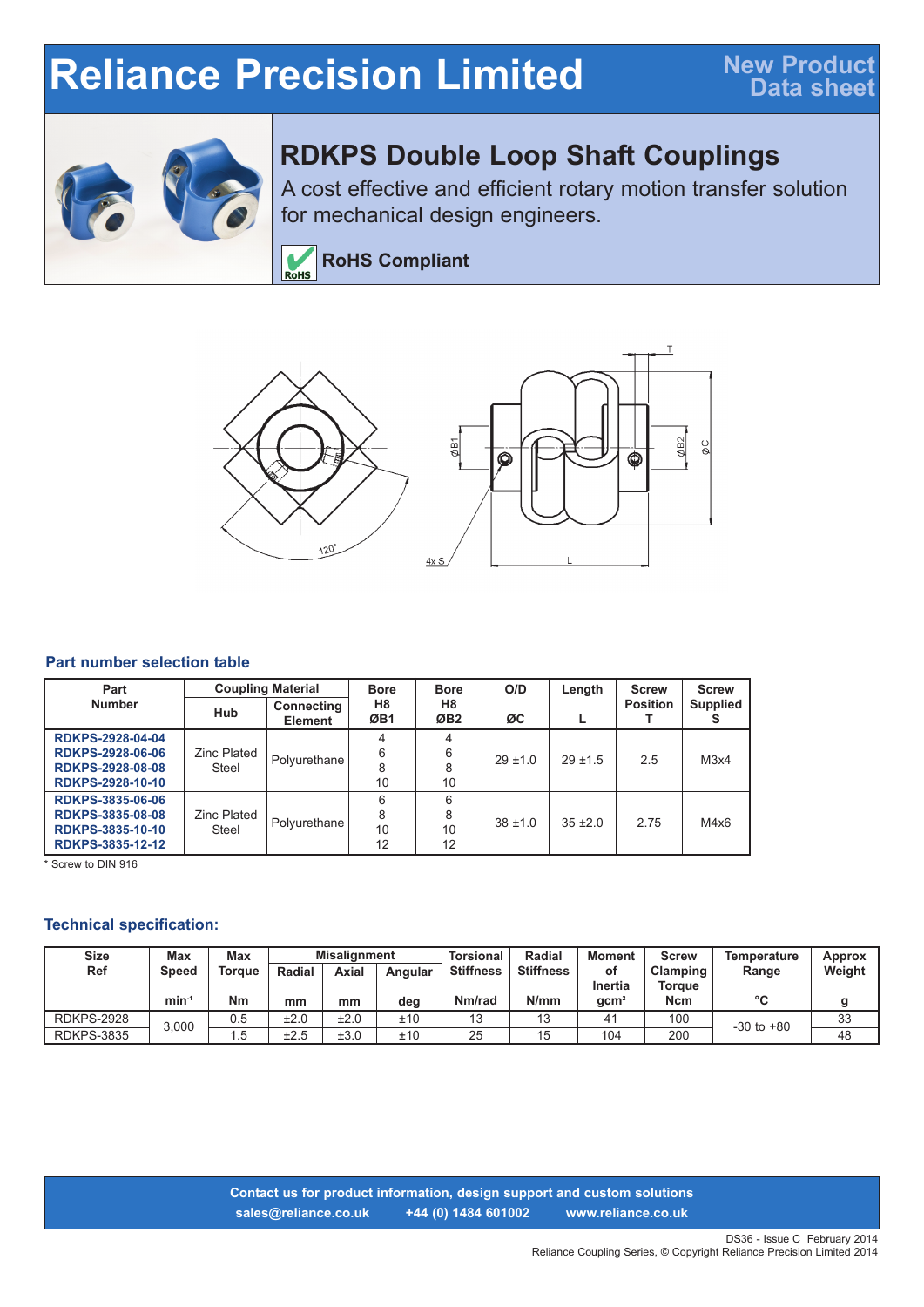# Reliance Precision Limited

**New Product Data sheet**

## RDKPS Double Loop Shaft Couplings

A cost effective and efficient rotary motion transfer solution for mechanical design engineers.

**RoHS Compliant**

### Part number selection table

| Part Number | Coupling Material | | Bore H8 ØB1 | Bore H8 ØB2 | O/D ØC | Length L | Screw Position T | Screw Supplied S |
|---|---|---|---|---|---|---|---|---|
| | Hub | Connecting Element | | | | | | |
| RDKPS-2928-04-04<br>RDKPS-2928-06-06<br>RDKPS-2928-08-08<br>RDKPS-2928-10-10 | Zinc Plated Steel | Polyurethane | 4<br>6<br>8<br>10 | 4<br>6<br>8<br>10 | 29 ±1.0 | 29 ±1.5 | 2.5 | M3x4 |
| RDKPS-3835-06-06<br>RDKPS-3835-08-08<br>RDKPS-3835-10-10<br>RDKPS-3835-12-12 | Zinc Plated Steel | Polyurethane | 6<br>8<br>10<br>12 | 6<br>8<br>10<br>12 | 38 ±1.0 | 35 ±2.0 | 2.75 | M4x6 |

* Screw to DIN 916

### Technical specification:

| Size Ref | Max Speed | Max Torque | Misalignment | | | Torsional Stiffness | Radial Stiffness | Moment of Inertia | Screw Clamping Torque | Temperature Range | Approx Weight |
|---|---|---|---|---|---|---|---|---|---|---|---|
| | | | Radial | Axial | Angular | | | | | | |
| | $min^{-1}$ | Nm | mm | mm | deg | Nm/rad | N/mm | $gcm^2$ | Ncm | °C | g |
| RDKPS-2928 | 3,000 | 0.5 | ±2.0 | ±2.0 | ±10 | 13 | 13 | 41 | 100 | -30 to +80 | 33 |
| RDKPS-3835 | 3,000 | 1.5 | ±2.5 | ±3.0 | ±10 | 25 | 15 | 104 | 200 | -30 to +80 | 48 |

**Contact us for product information, design support and custom solutions**
**sales@reliance.co.uk  +44 (0) 1484 601002  www.reliance.co.uk**

DS36 - Issue C February 2014
Reliance Coupling Series, © Copyright Reliance Precision Limited 2014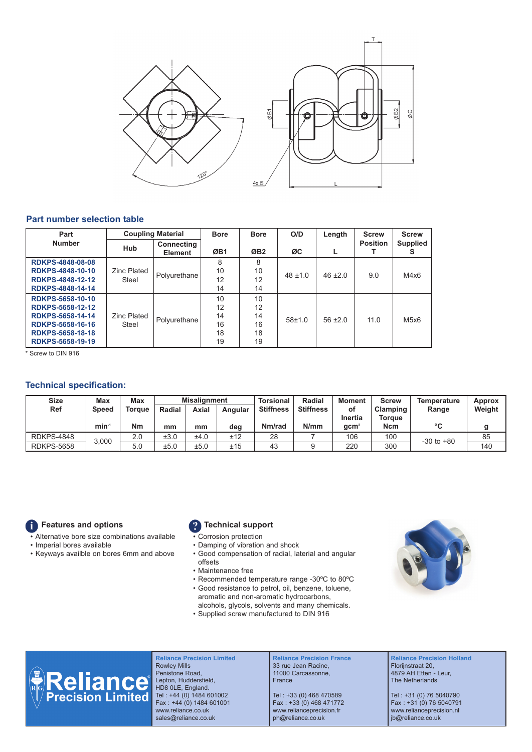T

ØB1

ØB2

ØC

120°

4x S

L

## Part number selection table

| Part Number | Coupling Material | | Bore | Bore | O/D | Length | Screw Position | Screw Supplied |
|---|---|---|---|---|---|---|---|---|
| | Hub | Connecting Element | ØB1 | ØB2 | ØC | L | T | S |
| RDKPS-4848-08-08<br>RDKPS-4848-10-10<br>RDKPS-4848-12-12<br>RDKPS-4848-14-14 | Zinc Plated Steel | Polyurethane | 8<br>10<br>12<br>14 | 8<br>10<br>12<br>14 | 48 ±1.0 | 46 ±2.0 | 9.0 | M4x6 |
| RDKPS-5658-10-10<br>RDKPS-5658-12-12<br>RDKPS-5658-14-14<br>RDKPS-5658-16-16<br>RDKPS-5658-18-18<br>RDKPS-5658-19-19 | Zinc Plated Steel | Polyurethane | 10<br>12<br>14<br>16<br>18<br>19 | 10<br>12<br>14<br>16<br>18<br>19 | 58±1.0 | 56 ±2.0 | 11.0 | M5x6 |

\* Screw to DIN 916

## Technical specification:

| Size Ref | Max Speed | Max Torque | Misalignment | | | Torsional Stiffness | Radial Stiffness | Moment of Inertia | Screw Clamping Torque | Temperature Range | Approx Weight |
|---|---|---|---|---|---|---|---|---|---|---|---|
| | | | Radial | Axial | Angular | | | | | | |
| | $min^{-1}$ | Nm | mm | mm | deg | Nm/rad | N/mm | $gcm^2$ | Ncm | °C | g |
| RDKPS-4848 | 3,000 | 2.0 | ±3.0 | ±4.0 | ±12 | 28 | 7 | 106 | 100 | -30 to +80 | 85 |
| RDKPS-5658 | | 5.0 | ±5.0 | ±5.0 | ±15 | 43 | 9 | 220 | 300 | | 140 |

### Features and options

- Alternative bore size combinations available
- Imperial bores available
- Keyways availble on bores 6mm and above

### Technical support

- Corrosion protection
- Damping of vibration and shock
- Good compensation of radial, laterial and angular offsets
- Maintenance free
- Recommended temperature range -30ºC to 80ºC
- Good resistance to petrol, oil, benzene, toluene, aromatic and non-aromatic hydrocarbons, alcohols, glycols, solvents and many chemicals.
- Supplied screw manufactured to DIN 916

Reliance Precision Limited

**Reliance Precision Limited**
Rowley Mills
Penistone Road,
Lepton, Huddersfield,
HD8 0LE, England.
Tel : +44 (0) 1484 601002
Fax : +44 (0) 1484 601001
www.reliance.co.uk
sales@reliance.co.uk

**Reliance Precision France**
33 rue Jean Racine,
11000 Carcassonne,
France

Tel : +33 (0) 468 470589
Fax : +33 (0) 468 471772
www.relianceprecision.fr
ph@reliance.co.uk

**Reliance Precision Holland**
Florijnstraat 20,
4879 AH Etten - Leur,
The Netherlands

Tel : +31 (0) 76 5040790
Fax : +31 (0) 76 5040791
www.relianceprecision.nl
jb@reliance.co.uk